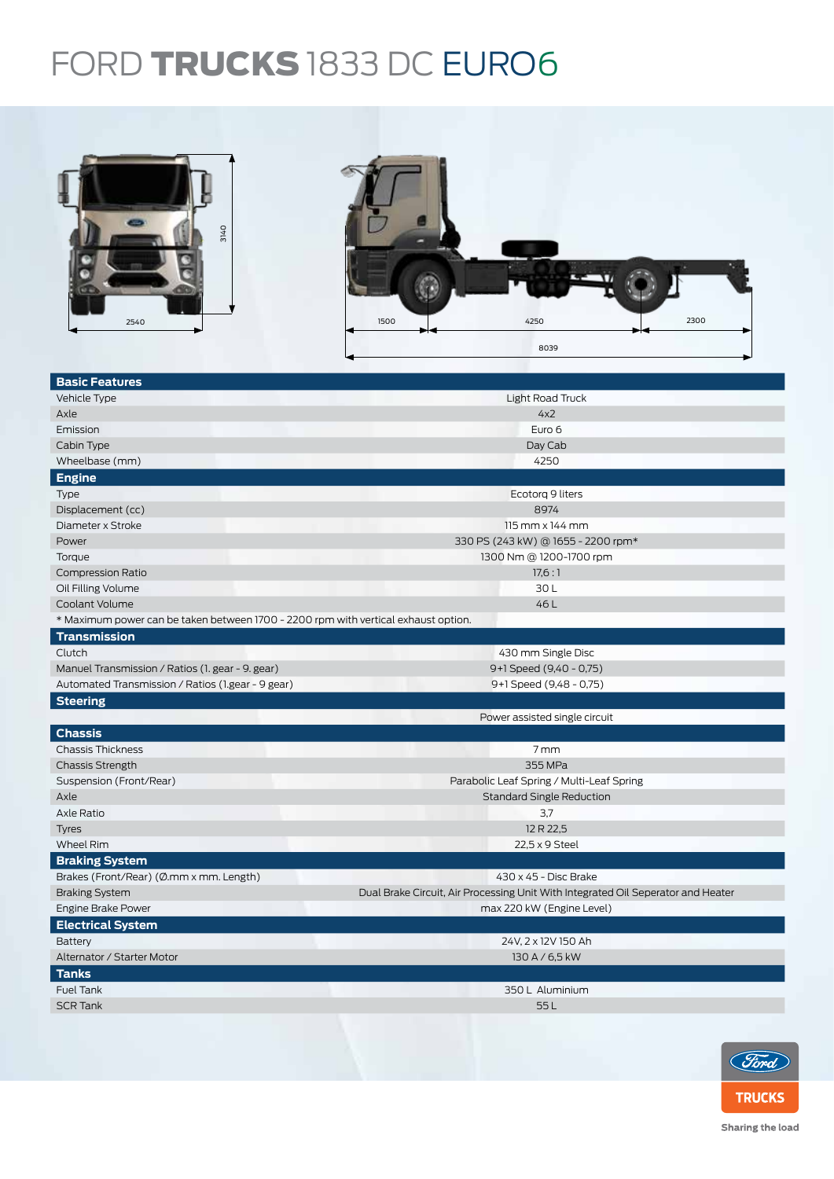# FORD **TRUCKS** 1833 DC EURO6

3140

2540

1500 | 4250 | 2300

8039

| **Basic Features** | |
|---|---|
| Vehicle Type | Light Road Truck |
| Axle | 4x2 |
| Emission | Euro 6 |
| Cabin Type | Day Cab |
| Wheelbase (mm) | 4250 |
| **Engine** | |
| Type | Ecotorq 9 liters |
| Displacement (cc) | 8974 |
| Diameter x Stroke | 115 mm x 144 mm |
| Power | 330 PS (243 kW) @ 1655 - 2200 rpm* |
| Torque | 1300 Nm @ 1200-1700 rpm |
| Compression Ratio | 17,6 : 1 |
| Oil Filling Volume | 30 L |
| Coolant Volume | 46 L |
| * Maximum power can be taken between 1700 - 2200 rpm with vertical exhaust option. | |
| **Transmission** | |
| Clutch | 430 mm Single Disc |
| Manuel Transmission / Ratios (1. gear - 9. gear) | 9+1 Speed (9,40 - 0,75) |
| Automated Transmission / Ratios (1.gear - 9 gear) | 9+1 Speed (9,48 - 0,75) |
| **Steering** | |
| | Power assisted single circuit |
| **Chassis** | |
| Chassis Thickness | 7 mm |
| Chassis Strength | 355 MPa |
| Suspension (Front/Rear) | Parabolic Leaf Spring / Multi-Leaf Spring |
| Axle | Standard Single Reduction |
| Axle Ratio | 3,7 |
| Tyres | 12 R 22,5 |
| Wheel Rim | 22,5 x 9 Steel |
| **Braking System** | |
| Brakes (Front/Rear) (Ø.mm x mm. Length) | 430 x 45 - Disc Brake |
| Braking System | Dual Brake Circuit, Air Processing Unit With Integrated Oil Seperator and Heater |
| Engine Brake Power | max 220 kW (Engine Level) |
| **Electrical System** | |
| Battery | 24V, 2 x 12V 150 Ah |
| Alternator / Starter Motor | 130 A / 6,5 kW |
| **Tanks** | |
| Fuel Tank | 350 L Aluminium |
| SCR Tank | 55 L |

Ford TRUCKS

Sharing the load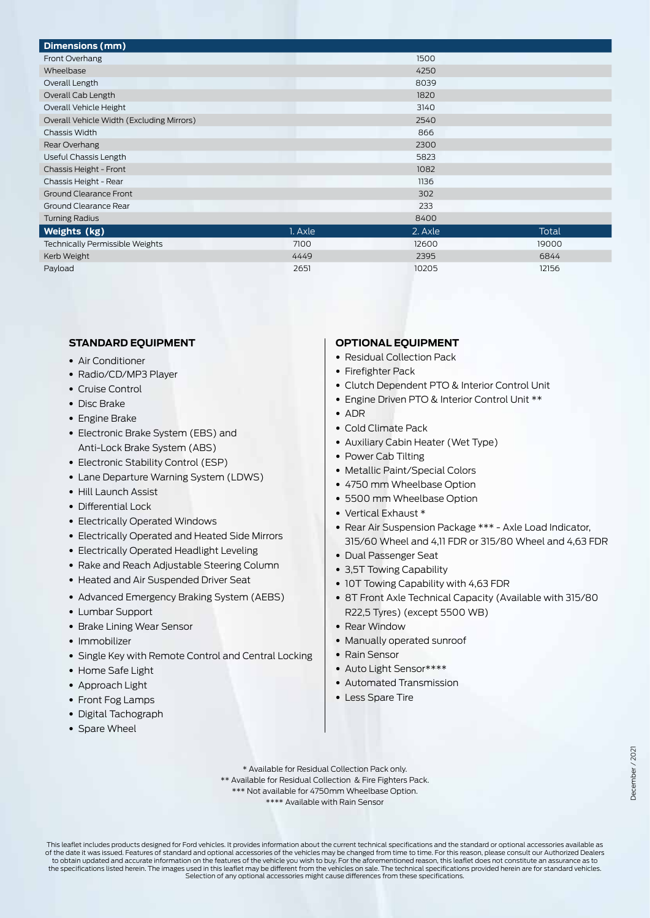| Dimensions (mm) | | | |
|---|---|---|---|
| Front Overhang | | 1500 | |
| Wheelbase | | 4250 | |
| Overall Length | | 8039 | |
| Overall Cab Length | | 1820 | |
| Overall Vehicle Height | | 3140 | |
| Overall Vehicle Width (Excluding Mirrors) | | 2540 | |
| Chassis Width | | 866 | |
| Rear Overhang | | 2300 | |
| Useful Chassis Length | | 5823 | |
| Chassis Height - Front | | 1082 | |
| Chassis Height - Rear | | 1136 | |
| Ground Clearance Front | | 302 | |
| Ground Clearance Rear | | 233 | |
| Turning Radius | | 8400 | |
| **Weights (kg)** | **1. Axle** | **2. Axle** | **Total** |
| Technically Permissible Weights | 7100 | 12600 | 19000 |
| Kerb Weight | 4449 | 2395 | 6844 |
| Payload | 2651 | 10205 | 12156 |

## STANDARD EQUIPMENT

- Air Conditioner
- Radio/CD/MP3 Player
- Cruise Control
- Disc Brake
- Engine Brake
- Electronic Brake System (EBS) and Anti-Lock Brake System (ABS)
- Electronic Stability Control (ESP)
- Lane Departure Warning System (LDWS)
- Hill Launch Assist
- Differential Lock
- Electrically Operated Windows
- Electrically Operated and Heated Side Mirrors
- Electrically Operated Headlight Leveling
- Rake and Reach Adjustable Steering Column
- Heated and Air Suspended Driver Seat
- Advanced Emergency Braking System (AEBS)
- Lumbar Support
- Brake Lining Wear Sensor
- Immobilizer
- Single Key with Remote Control and Central Locking
- Home Safe Light
- Approach Light
- Front Fog Lamps
- Digital Tachograph
- Spare Wheel

## OPTIONAL EQUIPMENT

- Residual Collection Pack
- Firefighter Pack
- Clutch Dependent PTO & Interior Control Unit
- Engine Driven PTO & Interior Control Unit **
- ADR
- Cold Climate Pack
- Auxiliary Cabin Heater (Wet Type)
- Power Cab Tilting
- Metallic Paint/Special Colors
- 4750 mm Wheelbase Option
- 5500 mm Wheelbase Option
- Vertical Exhaust *
- Rear Air Suspension Package *** - Axle Load Indicator, 315/60 Wheel and 4,11 FDR or 315/80 Wheel and 4,63 FDR
- Dual Passenger Seat
- 3,5T Towing Capability
- 10T Towing Capability with 4,63 FDR
- 8T Front Axle Technical Capacity (Available with 315/80 R22,5 Tyres) (except 5500 WB)
- Rear Window
- Manually operated sunroof
- Rain Sensor
- Auto Light Sensor****
- Automated Transmission
- Less Spare Tire

\* Available for Residual Collection Pack only.
** Available for Residual Collection & Fire Fighters Pack.
*** Not available for 4750mm Wheelbase Option.
**** Available with Rain Sensor

December / 2021

This leaflet includes products designed for Ford vehicles. It provides information about the current technical specifications and the standard or optional accessories available as of the date it was issued. Features of standard and optional accessories of the vehicles may be changed from time to time. For this reason, please consult our Authorized Dealers to obtain updated and accurate information on the features of the vehicle you wish to buy. For the aforementioned reason, this leaflet does not constitute an assurance as to the specifications listed herein. The images used in this leaflet may be different from the vehicles on sale. The technical specifications provided herein are for standard vehicles. Selection of any optional accessories might cause differences from these specifications.